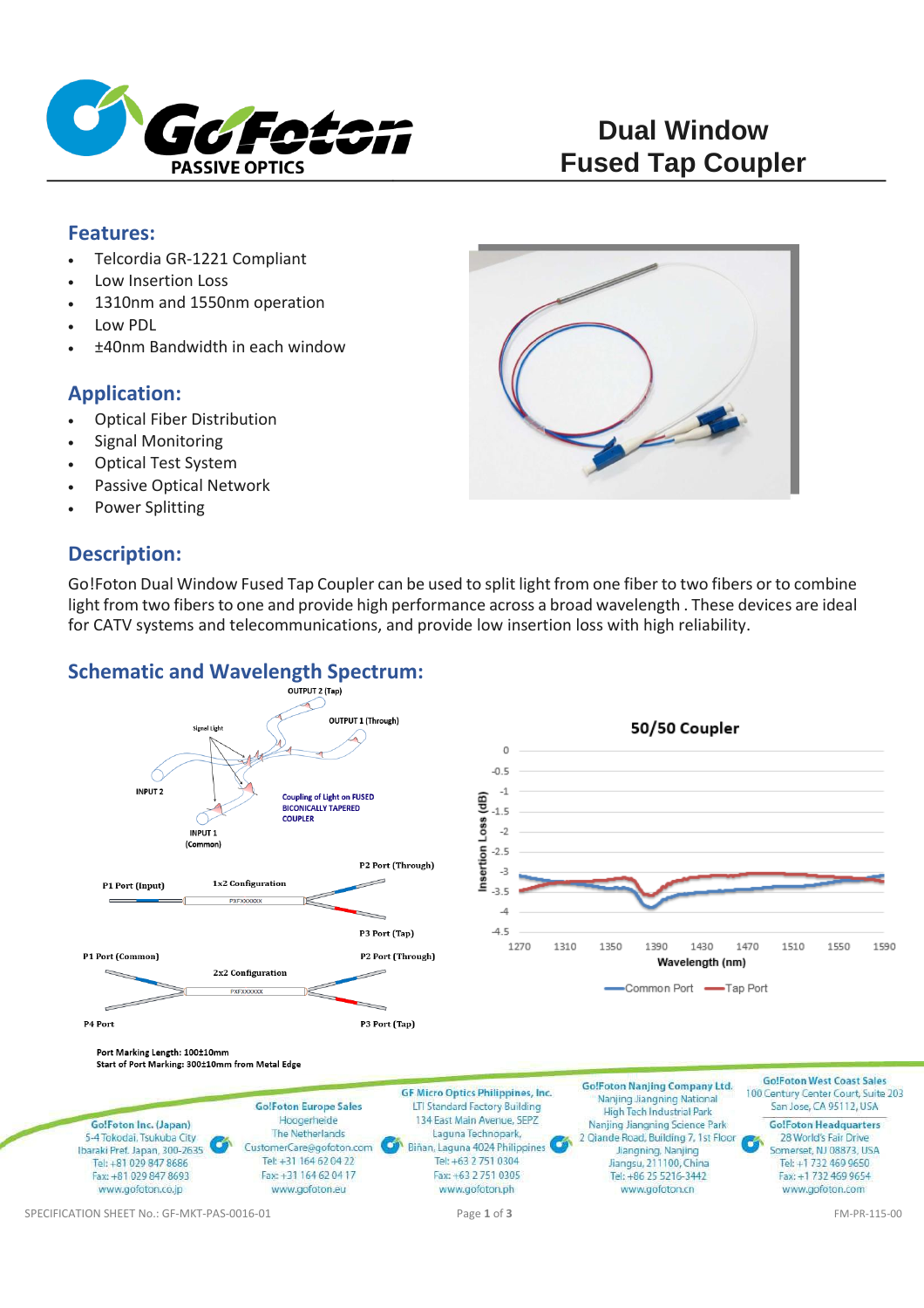# Dual Window Fused Tap Coupler

## Features:

- Telcordia GR-1221 Compliant
- Low Insertion Loss
- 1310nm and 1550nm operation
- Low PDL
- ±40nm Bandwidth in each window

## Application:

- Optical Fiber Distribution
- Signal Monitoring
- Optical Test System
- Passive Optical Network
- Power Splitting

## Description:

Go!Foton Dual Window Fused Tap Coupler can be used to split light from one fiber to two fibers or to combine light from two fibers to one and provide high performance across a broad wavelength . These devices are ideal for CATV systems and telecommunications, and provide low insertion loss with high reliability.

## Schematic and Wavelength Spectrum:

OUTPUT 2 (Tap)

OUTPUT 1 (Through)

Signal Light

INPUT 2

INPUT 1 (Common)

Coupling of Light on FUSED BICONICALLY TAPERED COUPLER

1x2 Configuration: P1 Port (Input), P2 Port (Through), P3 Port (Tap)

2x2 Configuration: P1 Port (Common), P4 Port, P2 Port (Through), P3 Port (Tap)

Port Marking Length: 100±10mm
Start of Port Marking: 300±10mm from Metal Edge

**50/50 Coupler**

Insertion Loss (dB) vs. Wavelength (nm), 1270–1590 nm; legend: Common Port, Tap Port

---

**Go!Foton Inc. (Japan)**
5-4 Tokodai, Tsukuba City
Ibaraki Pref. Japan, 300-2635
Tel: +81 029 847 8686
Fax: +81 029 847 8693
www.gofoton.co.jp

**Go!Foton Europe Sales**
Hoogerheide
The Netherlands
CustomerCare@gofoton.com
Tel: +31 164 62 04 22
Fax: +31 164 62 04 17
www.gofoton.eu

**GF Micro Optics Philippines, Inc.**
LTI Standard Factory Building
134 East Main Avenue, SEPZ
Laguna Technopark,
Biñan, Laguna 4024 Philippines
Tel: +63 2 751 0304
Fax: +63 2 751 0305
www.gofoton.ph

**Go!Foton Nanjing Company Ltd.**
Nanjing Jiangning National
High Tech Industrial Park
Nanjing Jiangning Science Park
2 Qiande Road, Building 7, 1st Floor
Jiangning, Nanjing
Jiangsu, 211100, China
Tel: +86 25 5216-3442
www.gofoton.cn

**Go!Foton West Coast Sales**
100 Century Center Court, Suite 203
San Jose, CA 95112, USA

**Go!Foton Headquarters**
28 World's Fair Drive
Somerset, NJ 08873, USA
Tel: +1 732 469 9650
Fax: +1 732 469 9654
www.gofoton.com

SPECIFICATION SHEET No.: GF-MKT-PAS-0016-01 FM-PR-115-00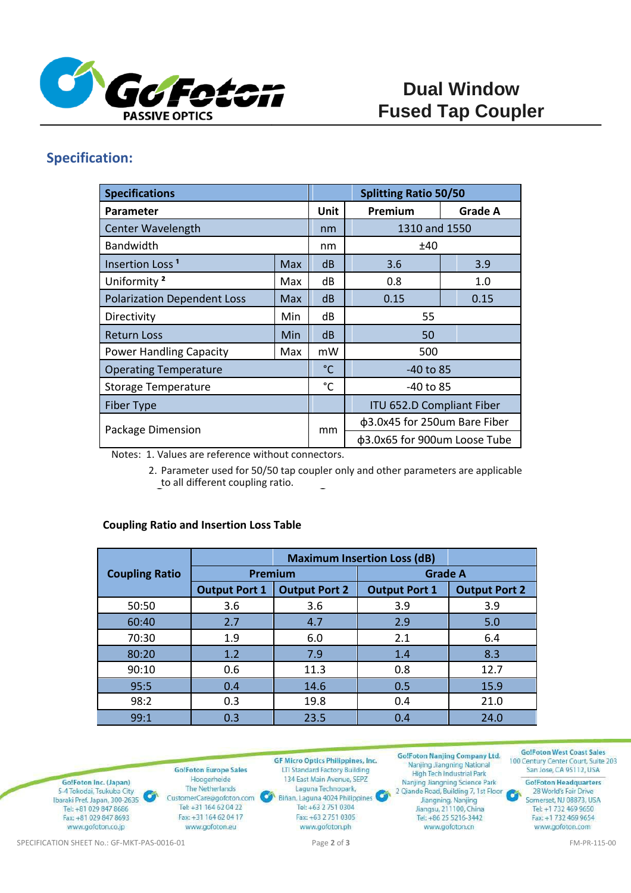# Dual Window Fused Tap Coupler

## Specification:

| Specifications | | | Splitting Ratio 50/50 | |
|---|---|---|---|---|
| Parameter | | Unit | Premium | Grade A |
| Center Wavelength | | nm | 1310 and 1550 | |
| Bandwidth | | nm | ±40 | |
| Insertion Loss [1] | Max | dB | 3.6 | 3.9 |
| Uniformity [2] | Max | dB | 0.8 | 1.0 |
| Polarization Dependent Loss | Max | dB | 0.15 | 0.15 |
| Directivity | Min | dB | 55 | |
| Return Loss | Min | dB | 50 | |
| Power Handling Capacity | Max | mW | 500 | |
| Operating Temperature | | °C | -40 to 85 | |
| Storage Temperature | | °C | -40 to 85 | |
| Fiber Type | | | ITU 652.D Compliant Fiber | |
| Package Dimension | | mm | ϕ3.0x45 for 250um Bare Fiber | |
| | | | ϕ3.0x65 for 900um Loose Tube | |

Notes: 1. Values are reference without connectors.

2. Parameter used for 50/50 tap coupler only and other parameters are applicable to all different coupling ratio.

**Coupling Ratio and Insertion Loss Table**

| Coupling Ratio | Maximum Insertion Loss (dB) | | | |
|---|---|---|---|---|
| | Premium | | Grade A | |
| | Output Port 1 | Output Port 2 | Output Port 1 | Output Port 2 |
| 50:50 | 3.6 | 3.6 | 3.9 | 3.9 |
| 60:40 | 2.7 | 4.7 | 2.9 | 5.0 |
| 70:30 | 1.9 | 6.0 | 2.1 | 6.4 |
| 80:20 | 1.2 | 7.9 | 1.4 | 8.3 |
| 90:10 | 0.6 | 11.3 | 0.8 | 12.7 |
| 95:5 | 0.4 | 14.6 | 0.5 | 15.9 |
| 98:2 | 0.3 | 19.8 | 0.4 | 21.0 |
| 99:1 | 0.3 | 23.5 | 0.4 | 24.0 |

Go!Foton Inc. (Japan)
5-4 Tokodai, Tsukuba City
Ibaraki Pref. Japan, 300-2635
Tel: +81 029 847 8686
Fax: +81 029 847 8693
www.gofoton.co.jp

Go!Foton Europe Sales
Hoogerheide
The Netherlands
CustomerCare@gofoton.com
Tel: +31 164 62 04 22
Fax: +31 164 62 04 17
www.gofoton.eu

GF Micro Optics Philippines, Inc.
LTI Standard Factory Building
134 East Main Avenue, SEPZ
Laguna Technopark,
Biñan, Laguna 4024 Philippines
Tel: +63 2 751 0304
Fax: +63 2 751 0305
www.gofoton.ph

Go!Foton Nanjing Company Ltd.
Nanjing Jiangning National
High Tech Industrial Park
Nanjing Jiangning Science Park
2 Qiande Road, Building 7, 1st Floor
Jiangning, Nanjing
Jiangsu, 211100, China
Tel: +86 25 5216-3442
www.gofoton.cn

Go!Foton West Coast Sales
100 Century Center Court, Suite 203
San Jose, CA 95112, USA

Go!Foton Headquarters
28 World's Fair Drive
Somerset, NJ 08873, USA
Tel: +1 732 469 9650
Fax: +1 732 469 9654
www.gofoton.com

SPECIFICATION SHEET No.: GF-MKT-PAS-0016-01 FM-PR-115-00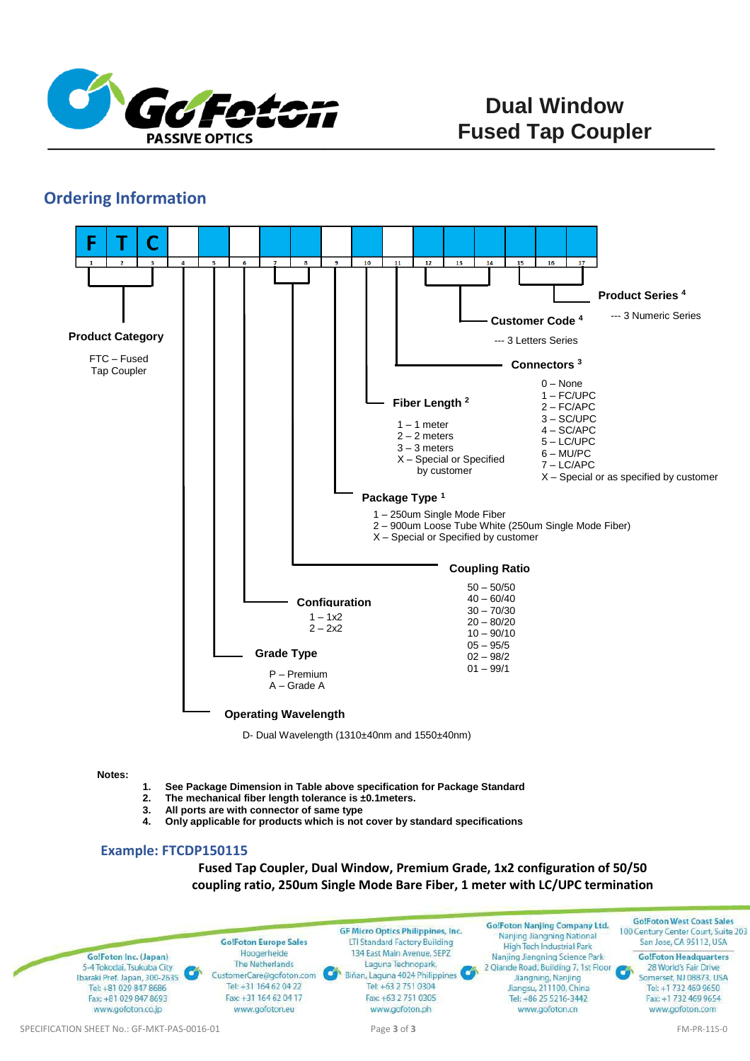# Dual Window Fused Tap Coupler

## Ordering Information

| F | T | C | | | | | | | | | | | | | | |
|---|---|---|---|---|---|---|---|---|---|---|---|---|---|---|---|---|
| 1 | 2 | 3 | 4 | 5 | 6 | 7 | 8 | 9 | 10 | 11 | 12 | 13 | 14 | 15 | 16 | 17 |

**Product Category** (positions 1–3)

FTC – Fused Tap Coupler

**Operating Wavelength** (position 4)

D- Dual Wavelength (1310±40nm and 1550±40nm)

**Grade Type** (position 5)

P – Premium
A – Grade A

**Configuration** (position 6)

1 – 1x2
2 – 2x2

**Coupling Ratio** (positions 7–8)

50 – 50/50
40 – 60/40
30 – 70/30
20 – 80/20
10 – 90/10
05 – 95/5
02 – 98/2
01 – 99/1

**Package Type** [1] (position 9)

1 – 250um Single Mode Fiber
2 – 900um Loose Tube White (250um Single Mode Fiber)
X – Special or Specified by customer

**Fiber Length** [2] (position 10)

1 – 1 meter
2 – 2 meters
3 – 3 meters
X – Special or Specified by customer

**Connectors** [3] (position 11)

0 – None
1 – FC/UPC
2 – FC/APC
3 – SC/UPC
4 – SC/APC
5 – LC/UPC
6 – MU/PC
7 – LC/APC
X – Special or as specified by customer

**Customer Code** [4] (positions 12–14)

--- 3 Letters Series

**Product Series** [4] (positions 15–17)

--- 3 Numeric Series

**Notes:**

1. **See Package Dimension in Table above specification for Package Standard**
2. **The mechanical fiber length tolerance is ±0.1meters.**
3. **All ports are with connector of same type**
4. **Only applicable for products which is not cover by standard specifications**

### Example: FTCDP150115

**Fused Tap Coupler, Dual Window, Premium Grade, 1x2 configuration of 50/50 coupling ratio, 250um Single Mode Bare Fiber, 1 meter with LC/UPC termination**

Go!Foton Inc. (Japan)
5-4 Tokodai, Tsukuba City
Ibaraki Pref. Japan, 300-2635
Tel: +81 029 847 8686
Fax: +81 029 847 8693
www.gofoton.co.jp

Go!Foton Europe Sales
Hoogerheide
The Netherlands
CustomerCare@gofoton.com
Tel: +31 164 62 04 22
Fax: +31 164 62 04 17
www.gofoton.eu

GF Micro Optics Philippines, Inc.
LTI Standard Factory Building
134 East Main Avenue, SEPZ
Laguna Technopark,
Biñan, Laguna 4024 Philippines
Tel: +63 2 751 0304
Fax: +63 2 751 0305
www.gofoton.ph

Go!Foton Nanjing Company Ltd.
Nanjing Jiangning National High Tech Industrial Park
Nanjing Jiangning Science Park
2 Qiande Road, Building 7, 1st Floor
Jiangning, Nanjing
Jiangsu, 211100, China
Tel: +86 25 5216-3442
www.gofoton.cn

Go!Foton West Coast Sales
100 Century Center Court, Suite 203
San Jose, CA 95112, USA

Go!Foton Headquarters
28 World's Fair Drive
Somerset, NJ 08873, USA
Tel: +1 732 469 9650
Fax: +1 732 469 9654
www.gofoton.com

SPECIFICATION SHEET No.: GF-MKT-PAS-0016-01

FM-PR-115-0